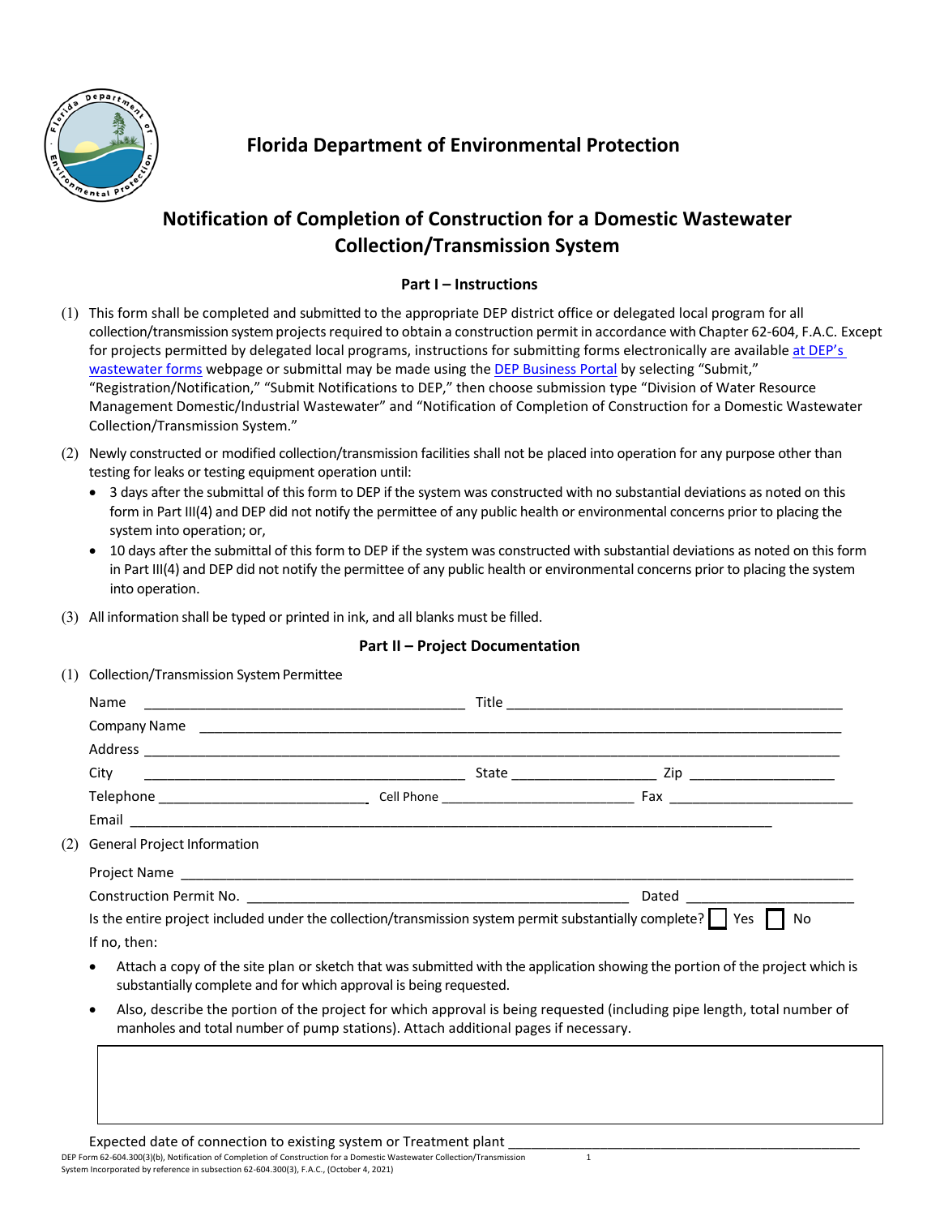# Florida Department of Environmental Protection

## Notification of Completion of Construction for a Domestic Wastewater Collection/Transmission System

### Part I – Instructions

(1) This form shall be completed and submitted to the appropriate DEP district office or delegated local program for all collection/transmission system projects required to obtain a construction permit in accordance with Chapter 62-604, F.A.C. Except for projects permitted by delegated local programs, instructions for submitting forms electronically are available at DEP's wastewater forms webpage or submittal may be made using the DEP Business Portal by selecting "Submit," "Registration/Notification," "Submit Notifications to DEP," then choose submission type "Division of Water Resource Management Domestic/Industrial Wastewater" and "Notification of Completion of Construction for a Domestic Wastewater Collection/Transmission System."

(2) Newly constructed or modified collection/transmission facilities shall not be placed into operation for any purpose other than testing for leaks or testing equipment operation until:

- 3 days after the submittal of this form to DEP if the system was constructed with no substantial deviations as noted on this form in Part III(4) and DEP did not notify the permittee of any public health or environmental concerns prior to placing the system into operation; or,
- 10 days after the submittal of this form to DEP if the system was constructed with substantial deviations as noted on this form in Part III(4) and DEP did not notify the permittee of any public health or environmental concerns prior to placing the system into operation.

(3) All information shall be typed or printed in ink, and all blanks must be filled.

### Part II – Project Documentation

(1) Collection/Transmission System Permittee

Name ______________________ Title ______________________

Company Name ______________________

Address ______________________

City ______________________ State __________ Zip __________

Telephone ______________ Cell Phone ______________ Fax ______________

Email ______________________

(2) General Project Information

Project Name ______________________

Construction Permit No. ______________________ Dated ______________

Is the entire project included under the collection/transmission system permit substantially complete? ☐ Yes ☐ No

If no, then:

- Attach a copy of the site plan or sketch that was submitted with the application showing the portion of the project which is substantially complete and for which approval is being requested.
- Also, describe the portion of the project for which approval is being requested (including pipe length, total number of manholes and total number of pump stations). Attach additional pages if necessary.

| |
|---|
| |

Expected date of connection to existing system or Treatment plant ______________________

DEP Form 62-604.300(3)(b), Notification of Completion of Construction for a Domestic Wastewater Collection/Transmission System Incorporated by reference in subsection 62-604.300(3), F.A.C., (October 4, 2021)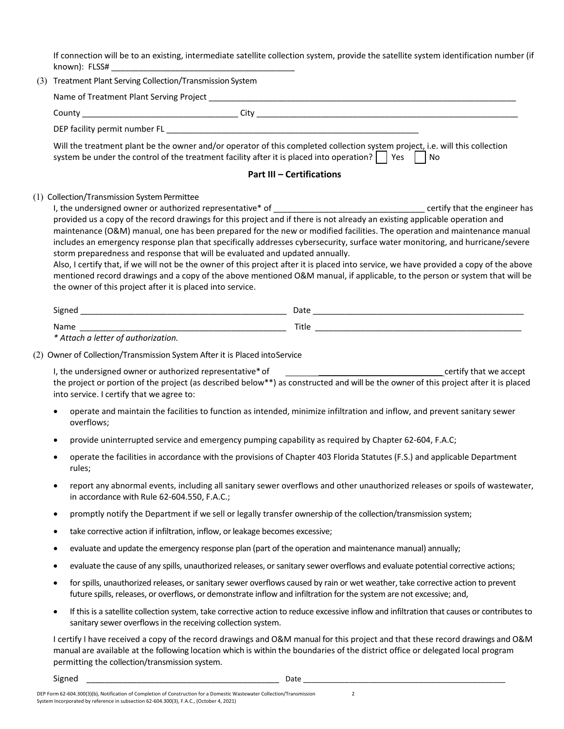If connection will be to an existing, intermediate satellite collection system, provide the satellite system identification number (if known): FLSS# ________________________________________

(3) Treatment Plant Serving Collection/Transmission System

Name of Treatment Plant Serving Project ____________________________________________________________________

County _________________________________ City ___________________________________________________________

DEP facility permit number FL ________________________________________________________

Will the treatment plant be the owner and/or operator of this completed collection system project, i.e. will this collection system be under the control of the treatment facility after it is placed into operation? ☐ Yes ☐ No

## Part III – Certifications

(1) Collection/Transmission System Permittee

I, the undersigned owner or authorized representative* of _________________________________ certify that the engineer has provided us a copy of the record drawings for this project and if there is not already an existing applicable operation and maintenance (O&M) manual, one has been prepared for the new or modified facilities. The operation and maintenance manual includes an emergency response plan that specifically addresses cybersecurity, surface water monitoring, and hurricane/severe storm preparedness and response that will be evaluated and updated annually.

Also, I certify that, if we will not be the owner of this project after it is placed into service, we have provided a copy of the above mentioned record drawings and a copy of the above mentioned O&M manual, if applicable, to the person or system that will be the owner of this project after it is placed into service.

Signed ______________________________________________ Date _______________________________________________

Name _______________________________________________ Title _______________________________________________

*\* Attach a letter of authorization.*

(2) Owner of Collection/Transmission System After it is Placed into Service

I, the undersigned owner or authorized representative* of ___________________________________ certify that we accept the project or portion of the project (as described below**) as constructed and will be the owner of this project after it is placed into service. I certify that we agree to:

- operate and maintain the facilities to function as intended, minimize infiltration and inflow, and prevent sanitary sewer overflows;
- provide uninterrupted service and emergency pumping capability as required by Chapter 62-604, F.A.C;
- operate the facilities in accordance with the provisions of Chapter 403 Florida Statutes (F.S.) and applicable Department rules;
- report any abnormal events, including all sanitary sewer overflows and other unauthorized releases or spoils of wastewater, in accordance with Rule 62-604.550, F.A.C.;
- promptly notify the Department if we sell or legally transfer ownership of the collection/transmission system;
- take corrective action if infiltration, inflow, or leakage becomes excessive;
- evaluate and update the emergency response plan (part of the operation and maintenance manual) annually;
- evaluate the cause of any spills, unauthorized releases, or sanitary sewer overflows and evaluate potential corrective actions;
- for spills, unauthorized releases, or sanitary sewer overflows caused by rain or wet weather, take corrective action to prevent future spills, releases, or overflows, or demonstrate inflow and infiltration for the system are not excessive; and,
- If this is a satellite collection system, take corrective action to reduce excessive inflow and infiltration that causes or contributes to sanitary sewer overflows in the receiving collection system.

I certify I have received a copy of the record drawings and O&M manual for this project and that these record drawings and O&M manual are available at the following location which is within the boundaries of the district office or delegated local program permitting the collection/transmission system.

Signed ____________________________________________ Date _______________________________________________

DEP Form 62-604.300(3)(b), Notification of Completion of Construction for a Domestic Wastewater Collection/Transmission System Incorporated by reference in subsection 62-604.300(3), F.A.C., (October 4, 2021)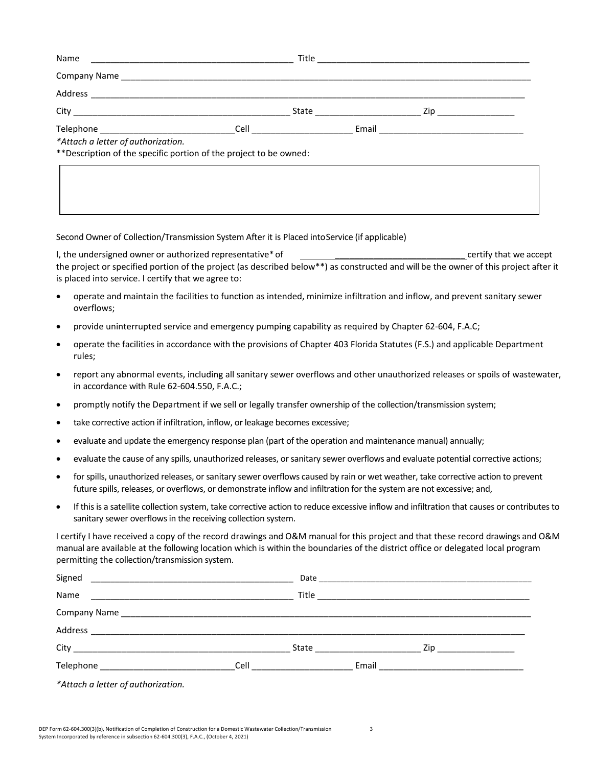Name ________________________________________ Title ________________________________________

Company Name ________________________________________________________________________________

Address ____________________________________________________________________________________

City ________________________________________ State ____________________ Zip ________________

Telephone __________________________ Cell ____________________ Email ____________________________

*Attach a letter of authorization.*

**Description of the specific portion of the project to be owned:

| |
|---|
| |

Second Owner of Collection/Transmission System After it is Placed into Service (if applicable)

I, the undersigned owner or authorized representative* of ________________________________ certify that we accept the project or specified portion of the project (as described below**) as constructed and will be the owner of this project after it is placed into service. I certify that we agree to:

- operate and maintain the facilities to function as intended, minimize infiltration and inflow, and prevent sanitary sewer overflows;
- provide uninterrupted service and emergency pumping capability as required by Chapter 62-604, F.A.C;
- operate the facilities in accordance with the provisions of Chapter 403 Florida Statutes (F.S.) and applicable Department rules;
- report any abnormal events, including all sanitary sewer overflows and other unauthorized releases or spoils of wastewater, in accordance with Rule 62-604.550, F.A.C.;
- promptly notify the Department if we sell or legally transfer ownership of the collection/transmission system;
- take corrective action if infiltration, inflow, or leakage becomes excessive;
- evaluate and update the emergency response plan (part of the operation and maintenance manual) annually;
- evaluate the cause of any spills, unauthorized releases, or sanitary sewer overflows and evaluate potential corrective actions;
- for spills, unauthorized releases, or sanitary sewer overflows caused by rain or wet weather, take corrective action to prevent future spills, releases, or overflows, or demonstrate inflow and infiltration for the system are not excessive; and,
- If this is a satellite collection system, take corrective action to reduce excessive inflow and infiltration that causes or contributes to sanitary sewer overflows in the receiving collection system.

I certify I have received a copy of the record drawings and O&M manual for this project and that these record drawings and O&M manual are available at the following location which is within the boundaries of the district office or delegated local program permitting the collection/transmission system.

Signed ________________________________________ Date ________________________________________

Name ________________________________________ Title ________________________________________

Company Name ________________________________________________________________________________

Address ____________________________________________________________________________________

City ________________________________________ State ____________________ Zip ________________

Telephone __________________________ Cell ____________________ Email ____________________________

*Attach a letter of authorization.*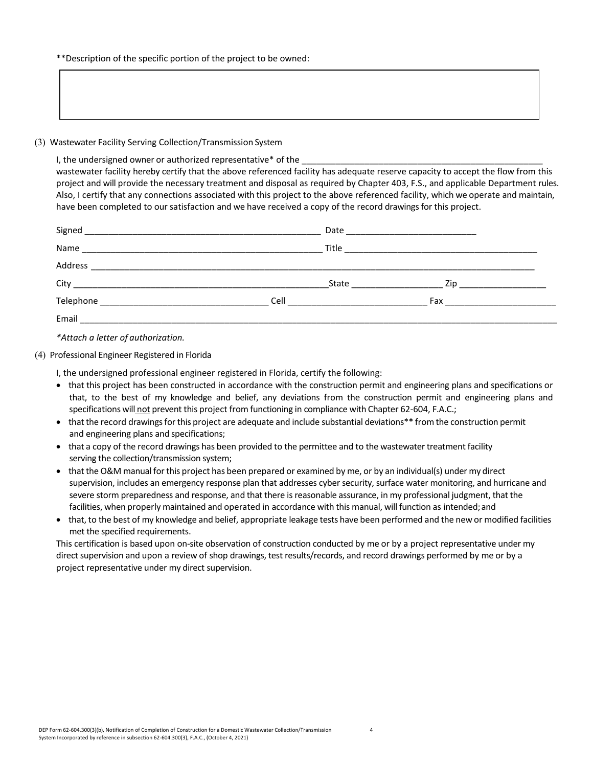**Description of the specific portion of the project to be owned:

(3) Wastewater Facility Serving Collection/Transmission System

I, the undersigned owner or authorized representative* of the _____________________________________________________ wastewater facility hereby certify that the above referenced facility has adequate reserve capacity to accept the flow from this project and will provide the necessary treatment and disposal as required by Chapter 403, F.S., and applicable Department rules. Also, I certify that any connections associated with this project to the above referenced facility, which we operate and maintain, have been completed to our satisfaction and we have received a copy of the record drawings for this project.

Signed ___________________________________________________ Date ___________________________

Name ____________________________________________________ Title _________________________________________

Address _____________________________________________________________________________________________

City _____________________________________________________State ___________________ Zip __________________

Telephone __________________________________ Cell _____________________________ Fax _______________________

Email _______________________________________________________________________________________________

*Attach a letter of authorization.*

(4) Professional Engineer Registered in Florida

I, the undersigned professional engineer registered in Florida, certify the following:

- that this project has been constructed in accordance with the construction permit and engineering plans and specifications or that, to the best of my knowledge and belief, any deviations from the construction permit and engineering plans and specifications will not prevent this project from functioning in compliance with Chapter 62-604, F.A.C.;
- that the record drawings for this project are adequate and include substantial deviations** from the construction permit and engineering plans and specifications;
- that a copy of the record drawings has been provided to the permittee and to the wastewater treatment facility serving the collection/transmission system;
- that the O&M manual for this project has been prepared or examined by me, or by an individual(s) under my direct supervision, includes an emergency response plan that addresses cyber security, surface water monitoring, and hurricane and severe storm preparedness and response, and that there is reasonable assurance, in my professional judgment, that the facilities, when properly maintained and operated in accordance with this manual, will function as intended; and
- that, to the best of my knowledge and belief, appropriate leakage tests have been performed and the new or modified facilities met the specified requirements.

This certification is based upon on-site observation of construction conducted by me or by a project representative under my direct supervision and upon a review of shop drawings, test results/records, and record drawings performed by me or by a project representative under my direct supervision.

DEP Form 62-604.300(3)(b), Notification of Completion of Construction for a Domestic Wastewater Collection/Transmission System Incorporated by reference in subsection 62-604.300(3), F.A.C., (October 4, 2021)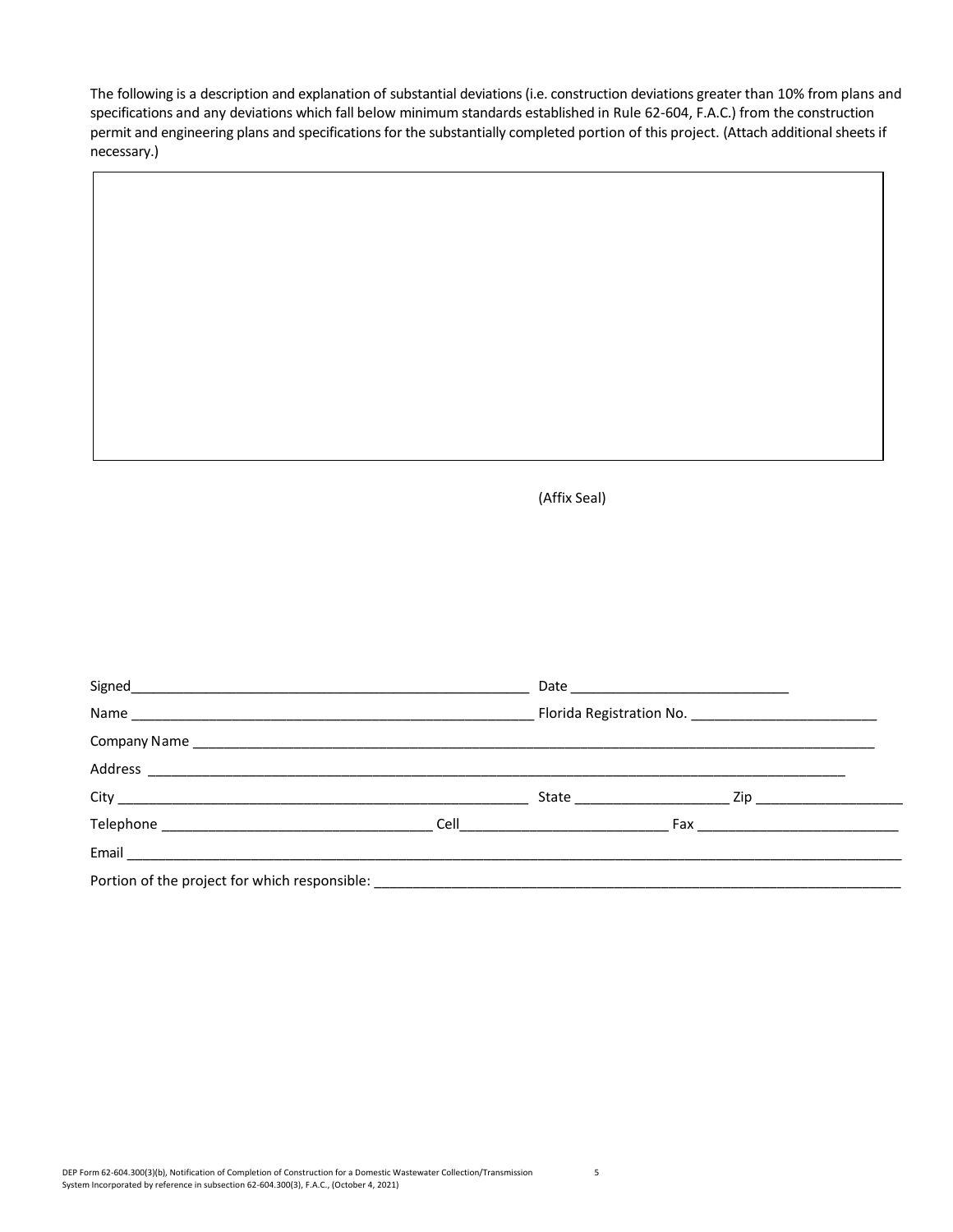The following is a description and explanation of substantial deviations (i.e. construction deviations greater than 10% from plans and specifications and any deviations which fall below minimum standards established in Rule 62-604, F.A.C.) from the construction permit and engineering plans and specifications for the substantially completed portion of this project. (Attach additional sheets if necessary.)

| |
|---|
| |

(Affix Seal)

Signed_______________________________________________ Date ___________________________

Name _______________________________________________ Florida Registration No. ________________________

Company Name ______________________________________________________________________________________

Address ___________________________________________________________________________________________

City _______________________________________________ State ___________________ Zip ___________________

Telephone _________________________________ Cell__________________________ Fax __________________________

Email ______________________________________________________________________________________________

Portion of the project for which responsible: ______________________________________________________________

DEP Form 62-604.300(3)(b), Notification of Completion of Construction for a Domestic Wastewater Collection/Transmission System Incorporated by reference in subsection 62-604.300(3), F.A.C., (October 4, 2021)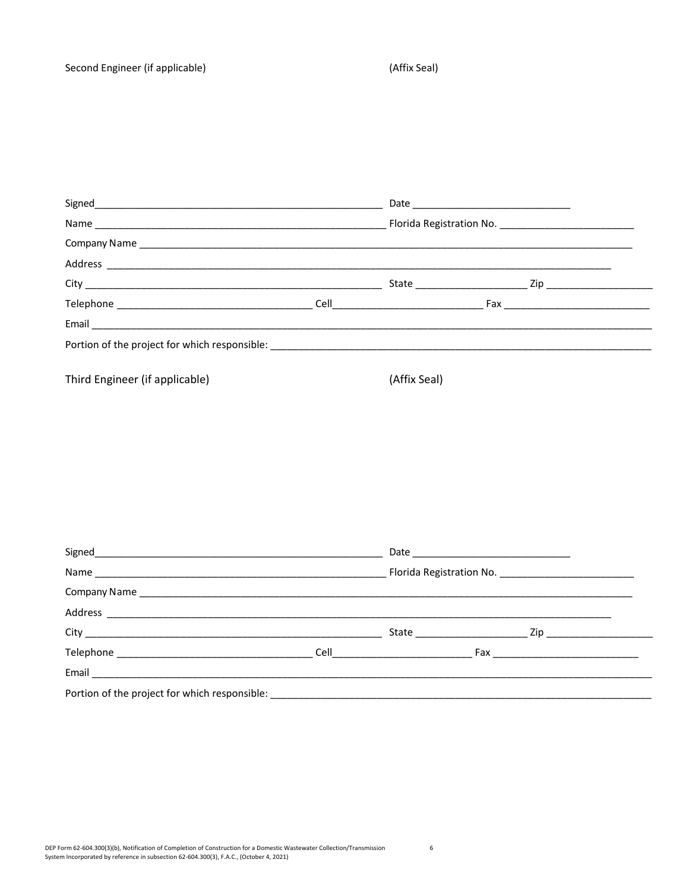Second Engineer (if applicable) (Affix Seal)

Signed_____________________________________________ Date __________________________

Name _____________________________________________ Florida Registration No. _______________________

Company Name _______________________________________________________________________________

Address ____________________________________________________________________________________

City _______________________________________________ State __________________ Zip _________________

Telephone ______________________________ Cell________________________ Fax ________________________

Email ______________________________________________________________________________________

Portion of the project for which responsible: ___________________________________________________________

Third Engineer (if applicable) (Affix Seal)

Signed_____________________________________________ Date __________________________

Name _____________________________________________ Florida Registration No. _______________________

Company Name _______________________________________________________________________________

Address ____________________________________________________________________________________

City _______________________________________________ State __________________ Zip _________________

Telephone ______________________________ Cell______________________ Fax ________________________

Email ______________________________________________________________________________________

Portion of the project for which responsible: ___________________________________________________________

DEP Form 62-604.300(3)(b), Notification of Completion of Construction for a Domestic Wastewater Collection/Transmission System Incorporated by reference in subsection 62-604.300(3), F.A.C., (October 4, 2021)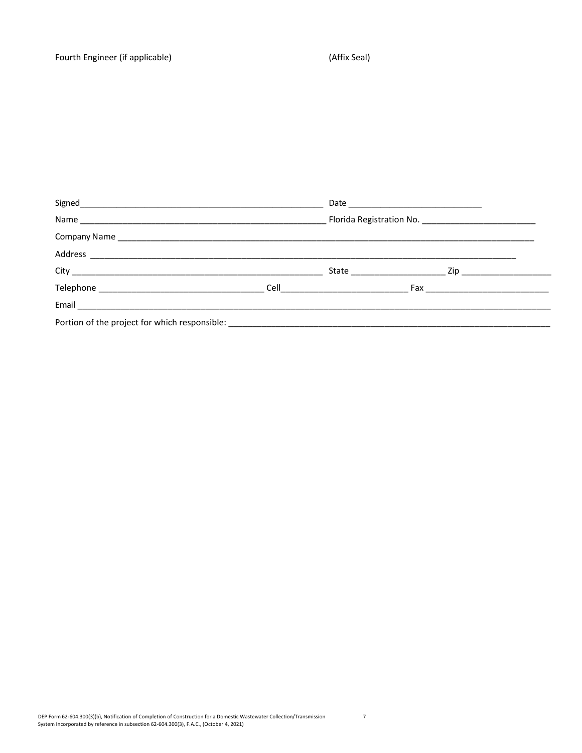Fourth Engineer (if applicable) (Affix Seal)

Signed_____________________________________________________ Date ____________________________

Name ______________________________________________________ Florida Registration No. _________________________

Company Name _____________________________________________________________________________________________

Address _________________________________________________________________________________________

City _______________________________________________________ State ____________________ Zip ___________________

Telephone ___________________________________ Cell___________________________ Fax ___________________________

Email _______________________________________________________________________________________________________

Portion of the project for which responsible: ________________________________________________________________________

DEP Form 62-604.300(3)(b), Notification of Completion of Construction for a Domestic Wastewater Collection/Transmission System Incorporated by reference in subsection 62-604.300(3), F.A.C., (October 4, 2021)